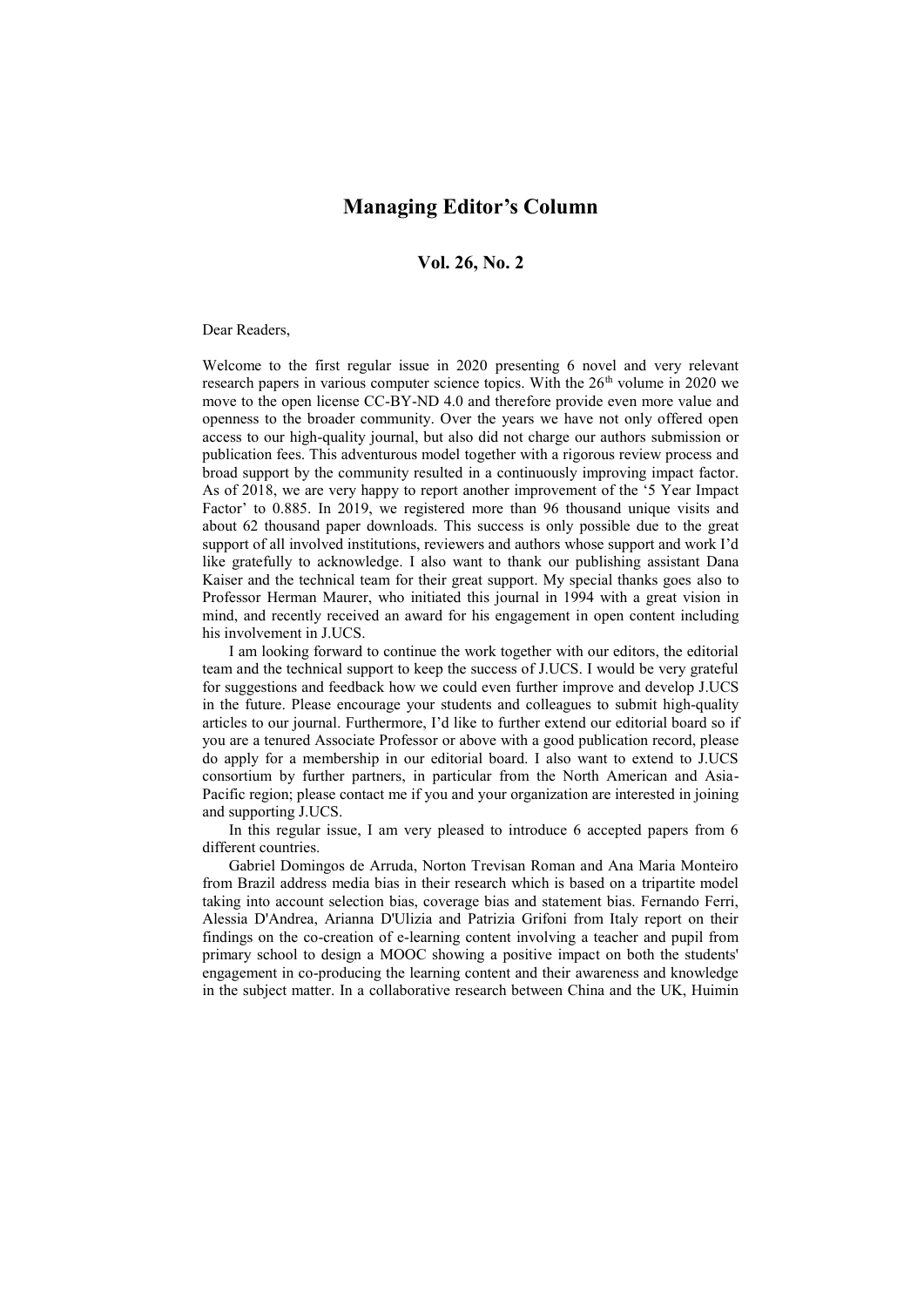# Managing Editor's Column

## Vol. 26, No. 2

Dear Readers,

Welcome to the first regular issue in 2020 presenting 6 novel and very relevant research papers in various computer science topics. With the $26^{th}$ volume in 2020 we move to the open license CC-BY-ND 4.0 and therefore provide even more value and openness to the broader community. Over the years we have not only offered open access to our high-quality journal, but also did not charge our authors submission or publication fees. This adventurous model together with a rigorous review process and broad support by the community resulted in a continuously improving impact factor. As of 2018, we are very happy to report another improvement of the '5 Year Impact Factor' to 0.885. In 2019, we registered more than 96 thousand unique visits and about 62 thousand paper downloads. This success is only possible due to the great support of all involved institutions, reviewers and authors whose support and work I'd like gratefully to acknowledge. I also want to thank our publishing assistant Dana Kaiser and the technical team for their great support. My special thanks goes also to Professor Herman Maurer, who initiated this journal in 1994 with a great vision in mind, and recently received an award for his engagement in open content including his involvement in J.UCS.

I am looking forward to continue the work together with our editors, the editorial team and the technical support to keep the success of J.UCS. I would be very grateful for suggestions and feedback how we could even further improve and develop J.UCS in the future. Please encourage your students and colleagues to submit high-quality articles to our journal. Furthermore, I'd like to further extend our editorial board so if you are a tenured Associate Professor or above with a good publication record, please do apply for a membership in our editorial board. I also want to extend to J.UCS consortium by further partners, in particular from the North American and Asia-Pacific region; please contact me if you and your organization are interested in joining and supporting J.UCS.

In this regular issue, I am very pleased to introduce 6 accepted papers from 6 different countries.

Gabriel Domingos de Arruda, Norton Trevisan Roman and Ana Maria Monteiro from Brazil address media bias in their research which is based on a tripartite model taking into account selection bias, coverage bias and statement bias. Fernando Ferri, Alessia D'Andrea, Arianna D'Ulizia and Patrizia Grifoni from Italy report on their findings on the co-creation of e-learning content involving a teacher and pupil from primary school to design a MOOC showing a positive impact on both the students' engagement in co-producing the learning content and their awareness and knowledge in the subject matter. In a collaborative research between China and the UK, Huimin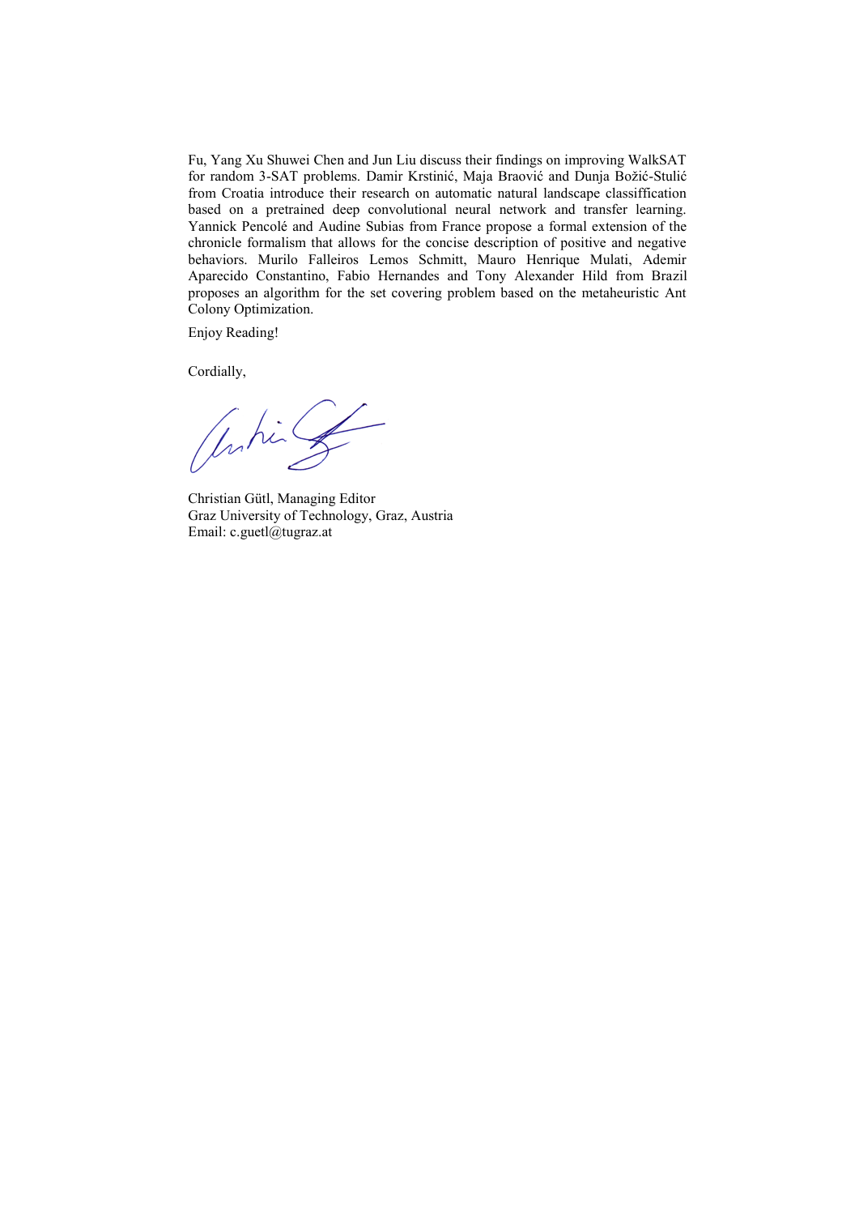Fu, Yang Xu Shuwei Chen and Jun Liu discuss their findings on improving WalkSAT for random 3-SAT problems. Damir Krstinić, Maja Braović and Dunja Božić-Stulić from Croatia introduce their research on automatic natural landscape classiffication based on a pretrained deep convolutional neural network and transfer learning. Yannick Pencolé and Audine Subias from France propose a formal extension of the chronicle formalism that allows for the concise description of positive and negative behaviors. Murilo Falleiros Lemos Schmitt, Mauro Henrique Mulati, Ademir Aparecido Constantino, Fabio Hernandes and Tony Alexander Hild from Brazil proposes an algorithm for the set covering problem based on the metaheuristic Ant Colony Optimization.

Enjoy Reading!

Cordially,

Christian Gütl, Managing Editor
Graz University of Technology, Graz, Austria
Email: c.guetl@tugraz.at